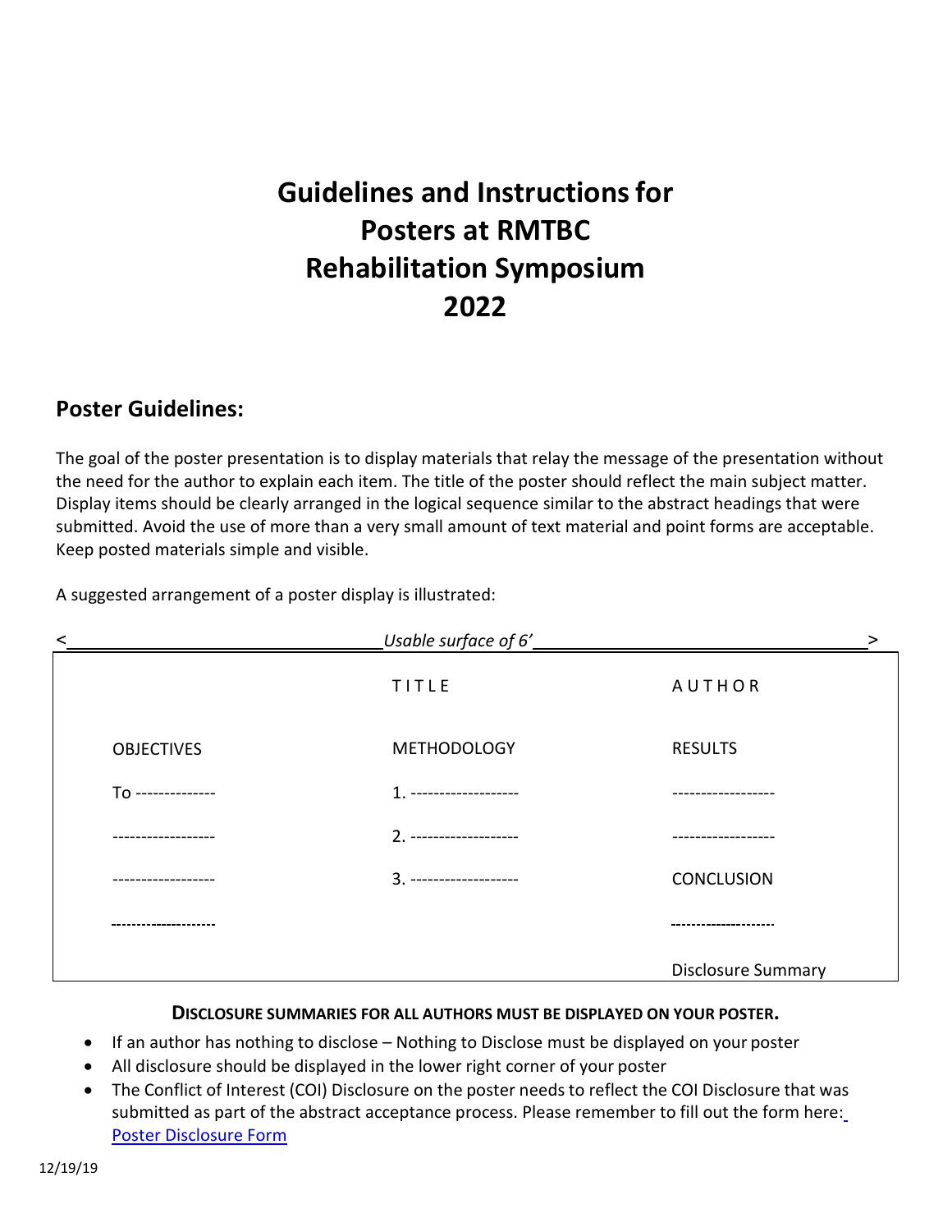# Guidelines and Instructions for Posters at RMTBC Rehabilitation Symposium 2022

## Poster Guidelines:

The goal of the poster presentation is to display materials that relay the message of the presentation without the need for the author to explain each item. The title of the poster should reflect the main subject matter. Display items should be clearly arranged in the logical sequence similar to the abstract headings that were submitted. Avoid the use of more than a very small amount of text material and point forms are acceptable. Keep posted materials simple and visible.

A suggested arrangement of a poster display is illustrated:

< *Usable surface of 6'* >

| | | |
|---|---|---|
| | T I T L E | A U T H O R |
| OBJECTIVES | METHODOLOGY | RESULTS |
| To -------------- | 1. ------------------- | ------------------ |
| ------------------ | 2. ------------------- | ------------------ |
| ------------------ | 3. ------------------- | CONCLUSION |
| ------------------ | | ------------------ |
| | | Disclosure Summary |

**DISCLOSURE SUMMARIES FOR ALL AUTHORS MUST BE DISPLAYED ON YOUR POSTER.**

- If an author has nothing to disclose – Nothing to Disclose must be displayed on your poster
- All disclosure should be displayed in the lower right corner of your poster
- The Conflict of Interest (COI) Disclosure on the poster needs to reflect the COI Disclosure that was submitted as part of the abstract acceptance process. Please remember to fill out the form here: Poster Disclosure Form

12/19/19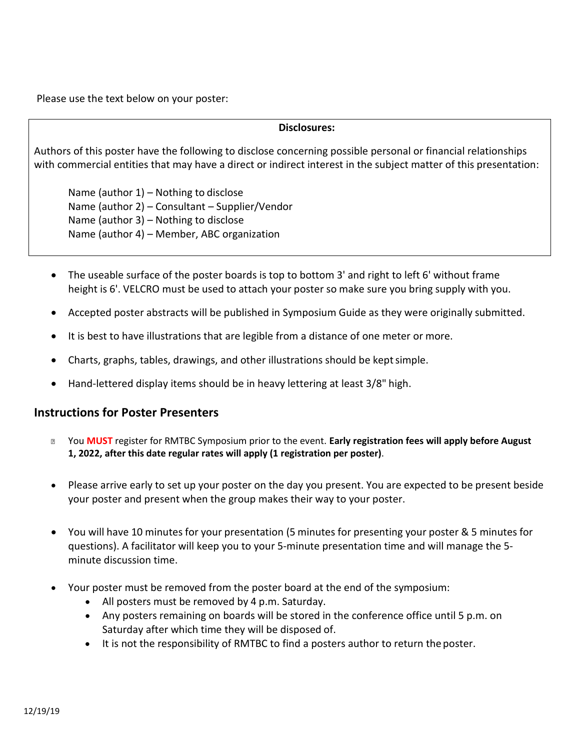Please use the text below on your poster:

**Disclosures:**

Authors of this poster have the following to disclose concerning possible personal or financial relationships with commercial entities that may have a direct or indirect interest in the subject matter of this presentation:

Name (author 1) – Nothing to disclose
Name (author 2) – Consultant – Supplier/Vendor
Name (author 3) – Nothing to disclose
Name (author 4) – Member, ABC organization

- The useable surface of the poster boards is top to bottom 3' and right to left 6' without frame height is 6'. VELCRO must be used to attach your poster so make sure you bring supply with you.
- Accepted poster abstracts will be published in Symposium Guide as they were originally submitted.
- It is best to have illustrations that are legible from a distance of one meter or more.
- Charts, graphs, tables, drawings, and other illustrations should be kept simple.
- Hand-lettered display items should be in heavy lettering at least 3/8" high.

## Instructions for Poster Presenters

- You **MUST** register for RMTBC Symposium prior to the event. **Early registration fees will apply before August 1, 2022, after this date regular rates will apply (1 registration per poster)**.
- Please arrive early to set up your poster on the day you present. You are expected to be present beside your poster and present when the group makes their way to your poster.
- You will have 10 minutes for your presentation (5 minutes for presenting your poster & 5 minutes for questions). A facilitator will keep you to your 5-minute presentation time and will manage the 5-minute discussion time.
- Your poster must be removed from the poster board at the end of the symposium:
  - All posters must be removed by 4 p.m. Saturday.
  - Any posters remaining on boards will be stored in the conference office until 5 p.m. on Saturday after which time they will be disposed of.
  - It is not the responsibility of RMTBC to find a posters author to return the poster.

12/19/19